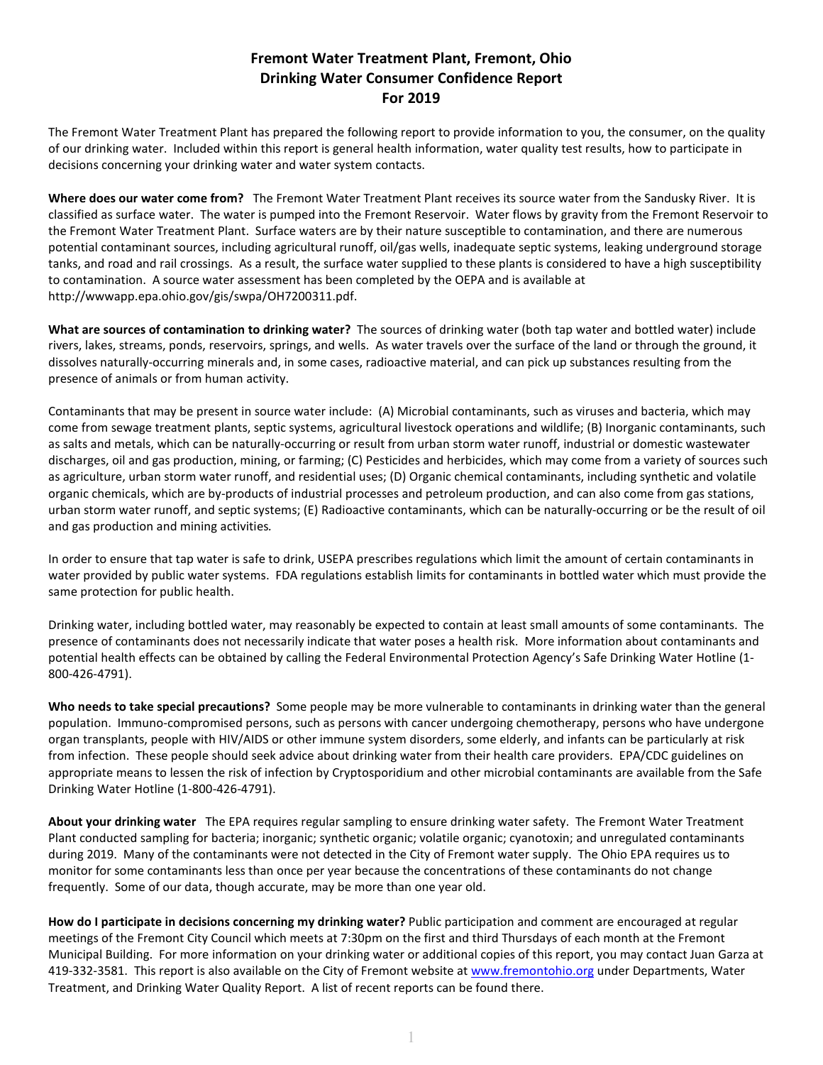# Fremont Water Treatment Plant, Fremont, Ohio
# Drinking Water Consumer Confidence Report
# For 2019

The Fremont Water Treatment Plant has prepared the following report to provide information to you, the consumer, on the quality of our drinking water. Included within this report is general health information, water quality test results, how to participate in decisions concerning your drinking water and water system contacts.

**Where does our water come from?** The Fremont Water Treatment Plant receives its source water from the Sandusky River. It is classified as surface water. The water is pumped into the Fremont Reservoir. Water flows by gravity from the Fremont Reservoir to the Fremont Water Treatment Plant. Surface waters are by their nature susceptible to contamination, and there are numerous potential contaminant sources, including agricultural runoff, oil/gas wells, inadequate septic systems, leaking underground storage tanks, and road and rail crossings. As a result, the surface water supplied to these plants is considered to have a high susceptibility to contamination. A source water assessment has been completed by the OEPA and is available at http://wwwapp.epa.ohio.gov/gis/swpa/OH7200311.pdf.

**What are sources of contamination to drinking water?** The sources of drinking water (both tap water and bottled water) include rivers, lakes, streams, ponds, reservoirs, springs, and wells. As water travels over the surface of the land or through the ground, it dissolves naturally-occurring minerals and, in some cases, radioactive material, and can pick up substances resulting from the presence of animals or from human activity.

Contaminants that may be present in source water include: (A) Microbial contaminants, such as viruses and bacteria, which may come from sewage treatment plants, septic systems, agricultural livestock operations and wildlife; (B) Inorganic contaminants, such as salts and metals, which can be naturally-occurring or result from urban storm water runoff, industrial or domestic wastewater discharges, oil and gas production, mining, or farming; (C) Pesticides and herbicides, which may come from a variety of sources such as agriculture, urban storm water runoff, and residential uses; (D) Organic chemical contaminants, including synthetic and volatile organic chemicals, which are by-products of industrial processes and petroleum production, and can also come from gas stations, urban storm water runoff, and septic systems; (E) Radioactive contaminants, which can be naturally-occurring or be the result of oil and gas production and mining activities*.*

In order to ensure that tap water is safe to drink, USEPA prescribes regulations which limit the amount of certain contaminants in water provided by public water systems. FDA regulations establish limits for contaminants in bottled water which must provide the same protection for public health.

Drinking water, including bottled water, may reasonably be expected to contain at least small amounts of some contaminants. The presence of contaminants does not necessarily indicate that water poses a health risk. More information about contaminants and potential health effects can be obtained by calling the Federal Environmental Protection Agency's Safe Drinking Water Hotline (1-800-426-4791).

**Who needs to take special precautions?** Some people may be more vulnerable to contaminants in drinking water than the general population. Immuno-compromised persons, such as persons with cancer undergoing chemotherapy, persons who have undergone organ transplants, people with HIV/AIDS or other immune system disorders, some elderly, and infants can be particularly at risk from infection. These people should seek advice about drinking water from their health care providers. EPA/CDC guidelines on appropriate means to lessen the risk of infection by Cryptosporidium and other microbial contaminants are available from the Safe Drinking Water Hotline (1-800-426-4791).

**About your drinking water** The EPA requires regular sampling to ensure drinking water safety. The Fremont Water Treatment Plant conducted sampling for bacteria; inorganic; synthetic organic; volatile organic; cyanotoxin; and unregulated contaminants during 2019. Many of the contaminants were not detected in the City of Fremont water supply. The Ohio EPA requires us to monitor for some contaminants less than once per year because the concentrations of these contaminants do not change frequently. Some of our data, though accurate, may be more than one year old.

**How do I participate in decisions concerning my drinking water?** Public participation and comment are encouraged at regular meetings of the Fremont City Council which meets at 7:30pm on the first and third Thursdays of each month at the Fremont Municipal Building. For more information on your drinking water or additional copies of this report, you may contact Juan Garza at 419-332-3581. This report is also available on the City of Fremont website at www.fremontohio.org under Departments, Water Treatment, and Drinking Water Quality Report. A list of recent reports can be found there.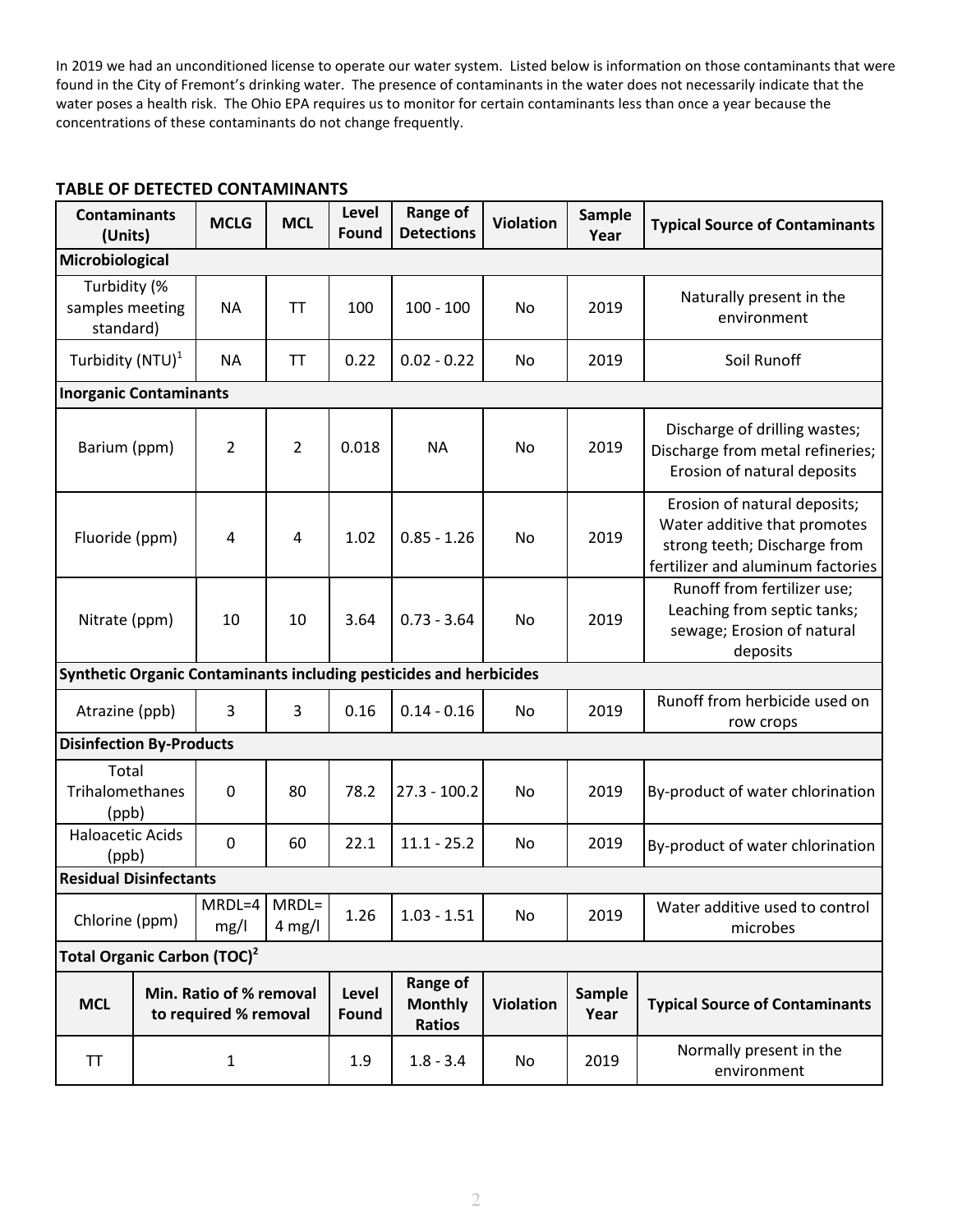In 2019 we had an unconditioned license to operate our water system. Listed below is information on those contaminants that were found in the City of Fremont's drinking water. The presence of contaminants in the water does not necessarily indicate that the water poses a health risk. The Ohio EPA requires us to monitor for certain contaminants less than once a year because the concentrations of these contaminants do not change frequently.

**TABLE OF DETECTED CONTAMINANTS**

| Contaminants (Units) | MCLG | MCL | Level Found | Range of Detections | Violation | Sample Year | Typical Source of Contaminants |
|---|---|---|---|---|---|---|---|
| **Microbiological** | | | | | | | |
| Turbidity (% samples meeting standard) | NA | TT | 100 | 100 - 100 | No | 2019 | Naturally present in the environment |
| Turbidity (NTU)[1] | NA | TT | 0.22 | 0.02 - 0.22 | No | 2019 | Soil Runoff |
| **Inorganic Contaminants** | | | | | | | |
| Barium (ppm) | 2 | 2 | 0.018 | NA | No | 2019 | Discharge of drilling wastes; Discharge from metal refineries; Erosion of natural deposits |
| Fluoride (ppm) | 4 | 4 | 1.02 | 0.85 - 1.26 | No | 2019 | Erosion of natural deposits; Water additive that promotes strong teeth; Discharge from fertilizer and aluminum factories |
| Nitrate (ppm) | 10 | 10 | 3.64 | 0.73 - 3.64 | No | 2019 | Runoff from fertilizer use; Leaching from septic tanks; sewage; Erosion of natural deposits |
| **Synthetic Organic Contaminants including pesticides and herbicides** | | | | | | | |
| Atrazine (ppb) | 3 | 3 | 0.16 | 0.14 - 0.16 | No | 2019 | Runoff from herbicide used on row crops |
| **Disinfection By-Products** | | | | | | | |
| Total Trihalomethanes (ppb) | 0 | 80 | 78.2 | 27.3 - 100.2 | No | 2019 | By-product of water chlorination |
| Haloacetic Acids (ppb) | 0 | 60 | 22.1 | 11.1 - 25.2 | No | 2019 | By-product of water chlorination |
| **Residual Disinfectants** | | | | | | | |
| Chlorine (ppm) | MRDL=4 mg/l | MRDL= 4 mg/l | 1.26 | 1.03 - 1.51 | No | 2019 | Water additive used to control microbes |

**Total Organic Carbon (TOC)[2]**

| MCL | Min. Ratio of % removal to required % removal | Level Found | Range of Monthly Ratios | Violation | Sample Year | Typical Source of Contaminants |
|---|---|---|---|---|---|---|
| TT | 1 | 1.9 | 1.8 - 3.4 | No | 2019 | Normally present in the environment |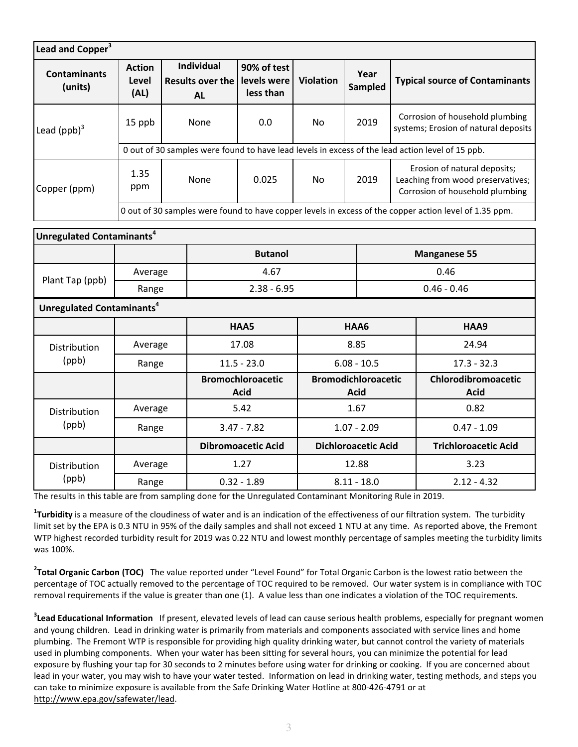| Lead and Copper[3] | | | | | | |
|---|---|---|---|---|---|---|
| **Contaminants (units)** | **Action Level (AL)** | **Individual Results over the AL** | **90% of test levels were less than** | **Violation** | **Year Sampled** | **Typical source of Contaminants** |
| Lead (ppb)[3] | 15 ppb | None | 0.0 | No | 2019 | Corrosion of household plumbing systems; Erosion of natural deposits |
| | 0 out of 30 samples were found to have lead levels in excess of the lead action level of 15 ppb. | | | | | |
| Copper (ppm) | 1.35 ppm | None | 0.025 | No | 2019 | Erosion of natural deposits; Leaching from wood preservatives; Corrosion of household plumbing |
| | 0 out of 30 samples were found to have copper levels in excess of the copper action level of 1.35 ppm. | | | | | |

| Unregulated Contaminants[4] | | | |
|---|---|---|---|
| | | **Butanol** | **Manganese 55** |
| Plant Tap (ppb) | Average | 4.67 | 0.46 |
| | Range | 2.38 - 6.95 | 0.46 - 0.46 |

| Unregulated Contaminants[4] | | | | |
|---|---|---|---|---|
| | | **HAA5** | **HAA6** | **HAA9** |
| Distribution (ppb) | Average | 17.08 | 8.85 | 24.94 |
| | Range | 11.5 - 23.0 | 6.08 - 10.5 | 17.3 - 32.3 |
| | | **Bromochloroacetic Acid** | **Bromodichloroacetic Acid** | **Chlorodibromoacetic Acid** |
| Distribution (ppb) | Average | 5.42 | 1.67 | 0.82 |
| | Range | 3.47 - 7.82 | 1.07 - 2.09 | 0.47 - 1.09 |
| | | **Dibromoacetic Acid** | **Dichloroacetic Acid** | **Trichloroacetic Acid** |
| Distribution (ppb) | Average | 1.27 | 12.88 | 3.23 |
| | Range | 0.32 - 1.89 | 8.11 - 18.0 | 2.12 - 4.32 |

The results in this table are from sampling done for the Unregulated Contaminant Monitoring Rule in 2019.

[1]**Turbidity** is a measure of the cloudiness of water and is an indication of the effectiveness of our filtration system. The turbidity limit set by the EPA is 0.3 NTU in 95% of the daily samples and shall not exceed 1 NTU at any time. As reported above, the Fremont WTP highest recorded turbidity result for 2019 was 0.22 NTU and lowest monthly percentage of samples meeting the turbidity limits was 100%.

[2]**Total Organic Carbon (TOC)** The value reported under "Level Found" for Total Organic Carbon is the lowest ratio between the percentage of TOC actually removed to the percentage of TOC required to be removed. Our water system is in compliance with TOC removal requirements if the value is greater than one (1). A value less than one indicates a violation of the TOC requirements.

[3]**Lead Educational Information** If present, elevated levels of lead can cause serious health problems, especially for pregnant women and young children. Lead in drinking water is primarily from materials and components associated with service lines and home plumbing. The Fremont WTP is responsible for providing high quality drinking water, but cannot control the variety of materials used in plumbing components. When your water has been sitting for several hours, you can minimize the potential for lead exposure by flushing your tap for 30 seconds to 2 minutes before using water for drinking or cooking. If you are concerned about lead in your water, you may wish to have your water tested. Information on lead in drinking water, testing methods, and steps you can take to minimize exposure is available from the Safe Drinking Water Hotline at 800-426-4791 or at http://www.epa.gov/safewater/lead.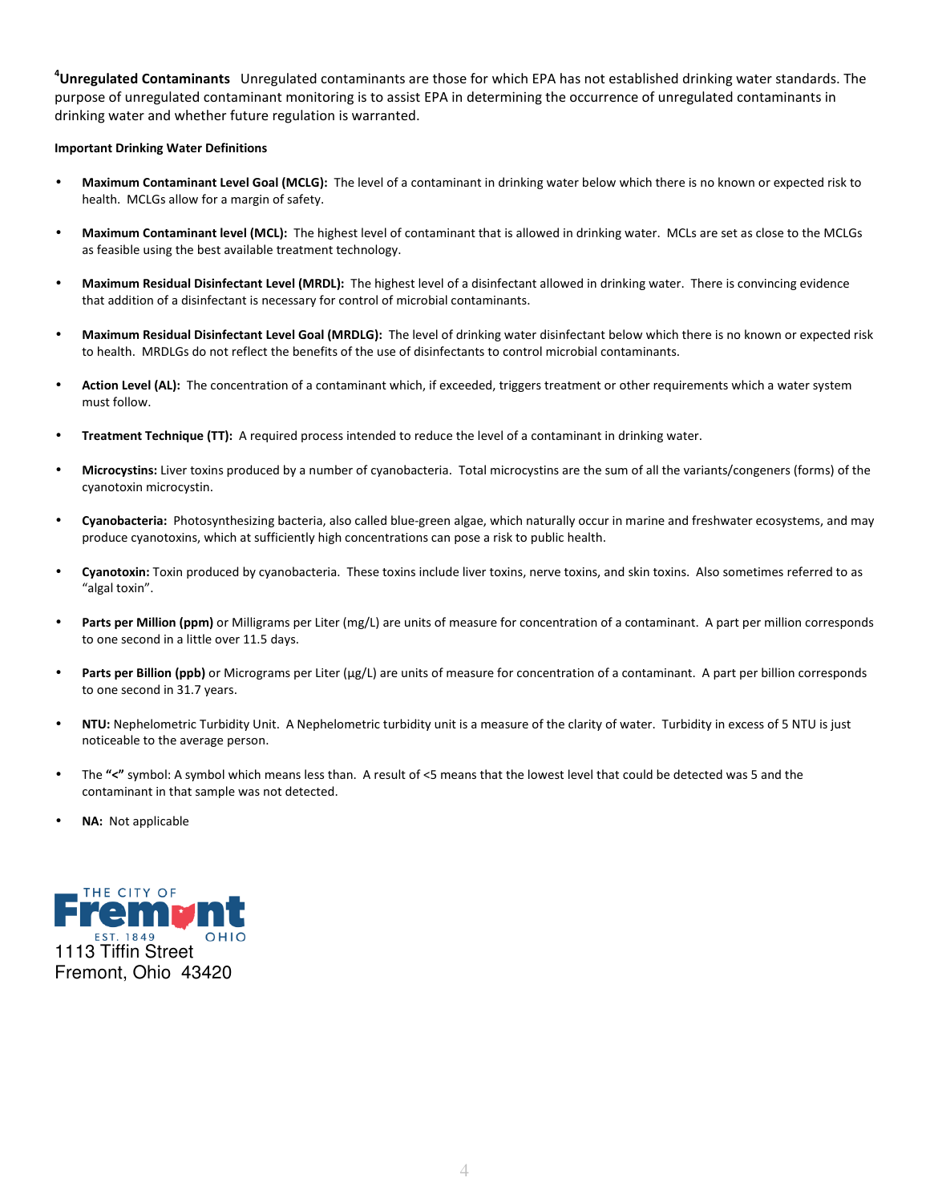[4]**Unregulated Contaminants** Unregulated contaminants are those for which EPA has not established drinking water standards. The purpose of unregulated contaminant monitoring is to assist EPA in determining the occurrence of unregulated contaminants in drinking water and whether future regulation is warranted.

**Important Drinking Water Definitions**

- **Maximum Contaminant Level Goal (MCLG):** The level of a contaminant in drinking water below which there is no known or expected risk to health. MCLGs allow for a margin of safety.
- **Maximum Contaminant level (MCL):** The highest level of contaminant that is allowed in drinking water. MCLs are set as close to the MCLGs as feasible using the best available treatment technology.
- **Maximum Residual Disinfectant Level (MRDL):** The highest level of a disinfectant allowed in drinking water. There is convincing evidence that addition of a disinfectant is necessary for control of microbial contaminants.
- **Maximum Residual Disinfectant Level Goal (MRDLG):** The level of drinking water disinfectant below which there is no known or expected risk to health. MRDLGs do not reflect the benefits of the use of disinfectants to control microbial contaminants.
- **Action Level (AL):** The concentration of a contaminant which, if exceeded, triggers treatment or other requirements which a water system must follow.
- **Treatment Technique (TT):** A required process intended to reduce the level of a contaminant in drinking water.
- **Microcystins:** Liver toxins produced by a number of cyanobacteria. Total microcystins are the sum of all the variants/congeners (forms) of the cyanotoxin microcystin.
- **Cyanobacteria:** Photosynthesizing bacteria, also called blue-green algae, which naturally occur in marine and freshwater ecosystems, and may produce cyanotoxins, which at sufficiently high concentrations can pose a risk to public health.
- **Cyanotoxin:** Toxin produced by cyanobacteria. These toxins include liver toxins, nerve toxins, and skin toxins. Also sometimes referred to as "algal toxin".
- **Parts per Million (ppm)** or Milligrams per Liter (mg/L) are units of measure for concentration of a contaminant. A part per million corresponds to one second in a little over 11.5 days.
- **Parts per Billion (ppb)** or Micrograms per Liter (µg/L) are units of measure for concentration of a contaminant. A part per billion corresponds to one second in 31.7 years.
- **NTU:** Nephelometric Turbidity Unit. A Nephelometric turbidity unit is a measure of the clarity of water. Turbidity in excess of 5 NTU is just noticeable to the average person.
- The **"<"** symbol: A symbol which means less than. A result of <5 means that the lowest level that could be detected was 5 and the contaminant in that sample was not detected.
- **NA:** Not applicable

THE CITY OF Fremont OHIO EST. 1849

1113 Tiffin Street
Fremont, Ohio 43420